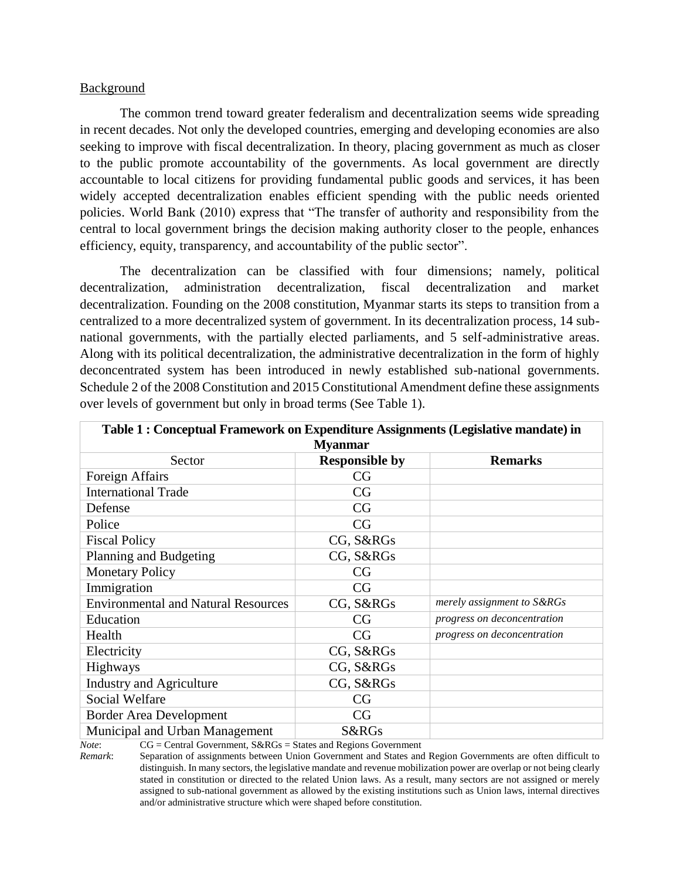Background

The common trend toward greater federalism and decentralization seems wide spreading in recent decades. Not only the developed countries, emerging and developing economies are also seeking to improve with fiscal decentralization. In theory, placing government as much as closer to the public promote accountability of the governments. As local government are directly accountable to local citizens for providing fundamental public goods and services, it has been widely accepted decentralization enables efficient spending with the public needs oriented policies. World Bank (2010) express that "The transfer of authority and responsibility from the central to local government brings the decision making authority closer to the people, enhances efficiency, equity, transparency, and accountability of the public sector".

The decentralization can be classified with four dimensions; namely, political decentralization, administration decentralization, fiscal decentralization and market decentralization. Founding on the 2008 constitution, Myanmar starts its steps to transition from a centralized to a more decentralized system of government. In its decentralization process, 14 sub-national governments, with the partially elected parliaments, and 5 self-administrative areas. Along with its political decentralization, the administrative decentralization in the form of highly deconcentrated system has been introduced in newly established sub-national governments. Schedule 2 of the 2008 Constitution and 2015 Constitutional Amendment define these assignments over levels of government but only in broad terms (See Table 1).

**Table 1 : Conceptual Framework on Expenditure Assignments (Legislative mandate) in Myanmar**

| Sector | **Responsible by** | **Remarks** |
|---|---|---|
| Foreign Affairs | CG | |
| International Trade | CG | |
| Defense | CG | |
| Police | CG | |
| Fiscal Policy | CG, S&RGs | |
| Planning and Budgeting | CG, S&RGs | |
| Monetary Policy | CG | |
| Immigration | CG | |
| Environmental and Natural Resources | CG, S&RGs | *merely assignment to S&RGs* |
| Education | CG | *progress on deconcentration* |
| Health | CG | *progress on deconcentration* |
| Electricity | CG, S&RGs | |
| Highways | CG, S&RGs | |
| Industry and Agriculture | CG, S&RGs | |
| Social Welfare | CG | |
| Border Area Development | CG | |
| Municipal and Urban Management | S&RGs | |

*Note*: CG = Central Government, S&RGs = States and Regions Government

*Remark*: Separation of assignments between Union Government and States and Region Governments are often difficult to distinguish. In many sectors, the legislative mandate and revenue mobilization power are overlap or not being clearly stated in constitution or directed to the related Union laws. As a result, many sectors are not assigned or merely assigned to sub-national government as allowed by the existing institutions such as Union laws, internal directives and/or administrative structure which were shaped before constitution.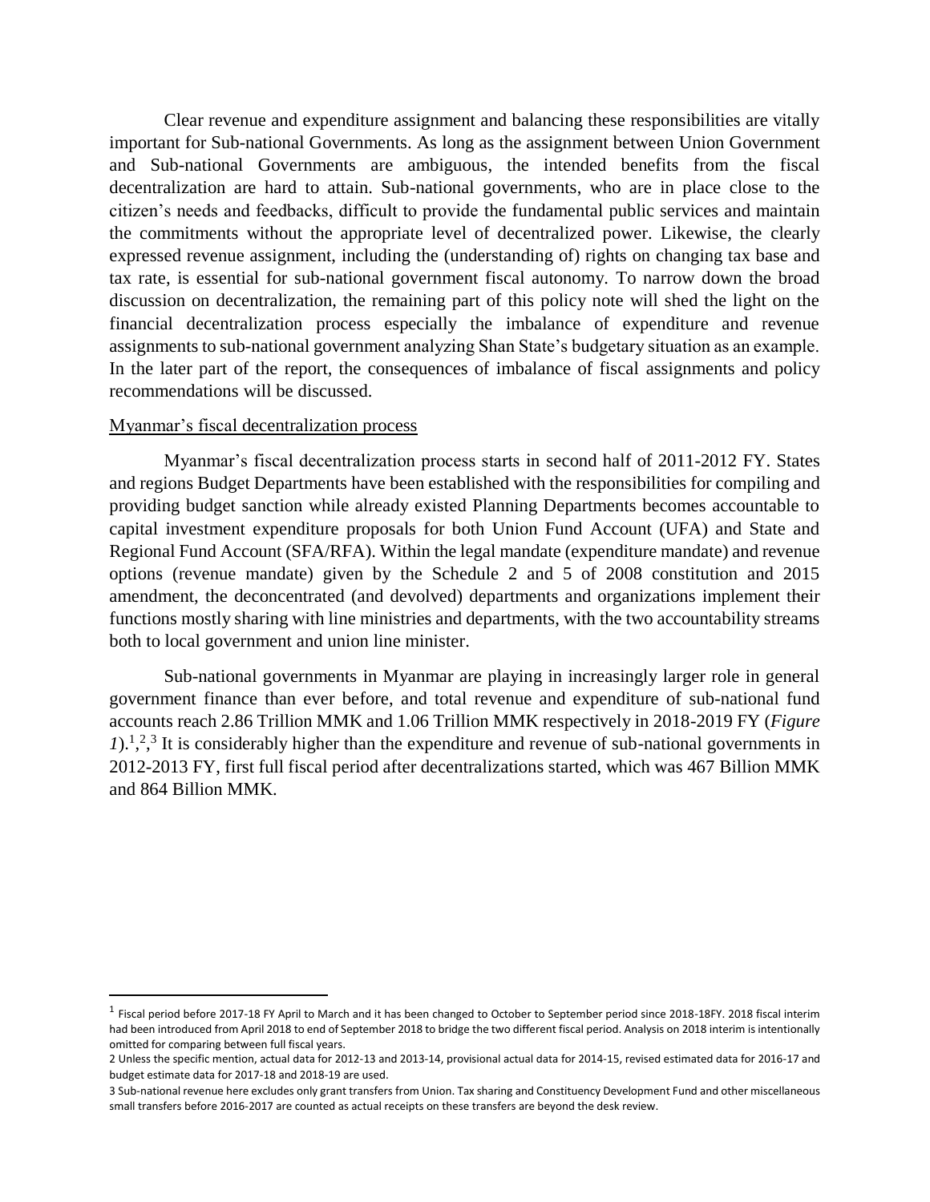Clear revenue and expenditure assignment and balancing these responsibilities are vitally important for Sub-national Governments. As long as the assignment between Union Government and Sub-national Governments are ambiguous, the intended benefits from the fiscal decentralization are hard to attain. Sub-national governments, who are in place close to the citizen's needs and feedbacks, difficult to provide the fundamental public services and maintain the commitments without the appropriate level of decentralized power. Likewise, the clearly expressed revenue assignment, including the (understanding of) rights on changing tax base and tax rate, is essential for sub-national government fiscal autonomy. To narrow down the broad discussion on decentralization, the remaining part of this policy note will shed the light on the financial decentralization process especially the imbalance of expenditure and revenue assignments to sub-national government analyzing Shan State's budgetary situation as an example. In the later part of the report, the consequences of imbalance of fiscal assignments and policy recommendations will be discussed.

Myanmar's fiscal decentralization process

Myanmar's fiscal decentralization process starts in second half of 2011-2012 FY. States and regions Budget Departments have been established with the responsibilities for compiling and providing budget sanction while already existed Planning Departments becomes accountable to capital investment expenditure proposals for both Union Fund Account (UFA) and State and Regional Fund Account (SFA/RFA). Within the legal mandate (expenditure mandate) and revenue options (revenue mandate) given by the Schedule 2 and 5 of 2008 constitution and 2015 amendment, the deconcentrated (and devolved) departments and organizations implement their functions mostly sharing with line ministries and departments, with the two accountability streams both to local government and union line minister.

Sub-national governments in Myanmar are playing in increasingly larger role in general government finance than ever before, and total revenue and expenditure of sub-national fund accounts reach 2.86 Trillion MMK and 1.06 Trillion MMK respectively in 2018-2019 FY (*Figure 1*).[1],[2],[3] It is considerably higher than the expenditure and revenue of sub-national governments in 2012-2013 FY, first full fiscal period after decentralizations started, which was 467 Billion MMK and 864 Billion MMK.

---

[1] Fiscal period before 2017-18 FY April to March and it has been changed to October to September period since 2018-18FY. 2018 fiscal interim had been introduced from April 2018 to end of September 2018 to bridge the two different fiscal period. Analysis on 2018 interim is intentionally omitted for comparing between full fiscal years.

[2] Unless the specific mention, actual data for 2012-13 and 2013-14, provisional actual data for 2014-15, revised estimated data for 2016-17 and budget estimate data for 2017-18 and 2018-19 are used.

[3] Sub-national revenue here excludes only grant transfers from Union. Tax sharing and Constituency Development Fund and other miscellaneous small transfers before 2016-2017 are counted as actual receipts on these transfers are beyond the desk review.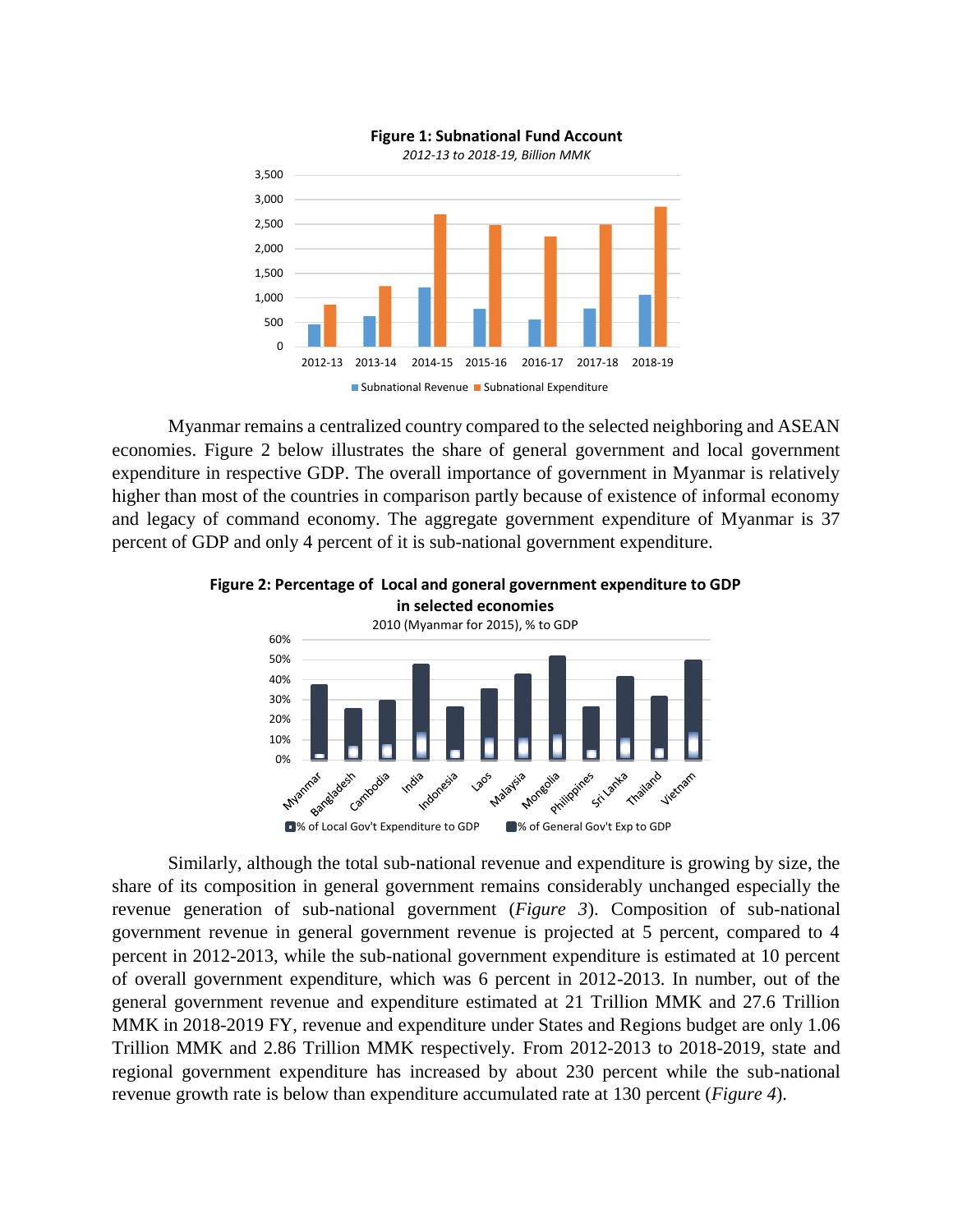**Figure 1: Subnational Fund Account**

*2012-13 to 2018-19, Billion MMK*

Myanmar remains a centralized country compared to the selected neighboring and ASEAN economies. Figure 2 below illustrates the share of general government and local government expenditure in respective GDP. The overall importance of government in Myanmar is relatively higher than most of the countries in comparison partly because of existence of informal economy and legacy of command economy. The aggregate government expenditure of Myanmar is 37 percent of GDP and only 4 percent of it is sub-national government expenditure.

**Figure 2: Percentage of Local and goneral government expenditure to GDP in selected economies**

2010 (Myanmar for 2015), % to GDP

Similarly, although the total sub-national revenue and expenditure is growing by size, the share of its composition in general government remains considerably unchanged especially the revenue generation of sub-national government (*Figure 3*). Composition of sub-national government revenue in general government revenue is projected at 5 percent, compared to 4 percent in 2012-2013, while the sub-national government expenditure is estimated at 10 percent of overall government expenditure, which was 6 percent in 2012-2013. In number, out of the general government revenue and expenditure estimated at 21 Trillion MMK and 27.6 Trillion MMK in 2018-2019 FY, revenue and expenditure under States and Regions budget are only 1.06 Trillion MMK and 2.86 Trillion MMK respectively. From 2012-2013 to 2018-2019, state and regional government expenditure has increased by about 230 percent while the sub-national revenue growth rate is below than expenditure accumulated rate at 130 percent (*Figure 4*).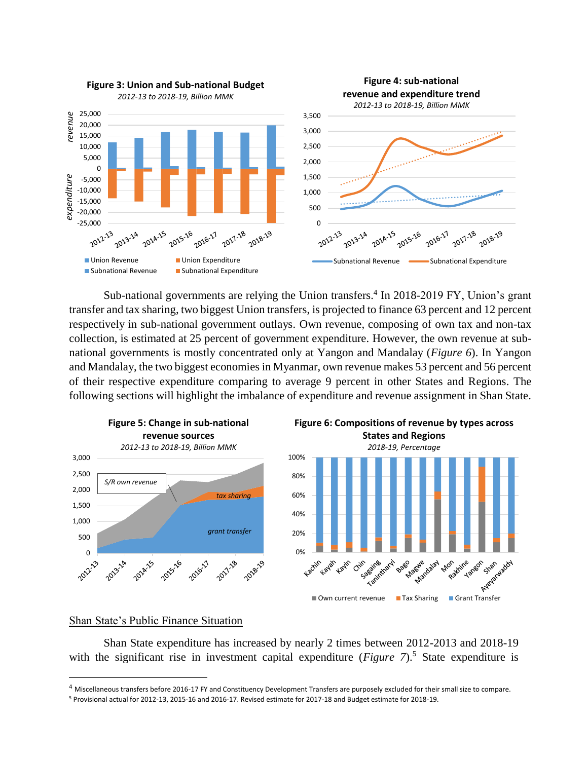**Figure 3: Union and Sub-national Budget**

*2012-13 to 2018-19, Billion MMK*

**Figure 4: sub-national revenue and expenditure trend**

*2012-13 to 2018-19, Billion MMK*

Sub-national governments are relying the Union transfers.[4] In 2018-2019 FY, Union's grant transfer and tax sharing, two biggest Union transfers, is projected to finance 63 percent and 12 percent respectively in sub-national government outlays. Own revenue, composing of own tax and non-tax collection, is estimated at 25 percent of government expenditure. However, the own revenue at sub-national governments is mostly concentrated only at Yangon and Mandalay (*Figure 6*). In Yangon and Mandalay, the two biggest economies in Myanmar, own revenue makes 53 percent and 56 percent of their respective expenditure comparing to average 9 percent in other States and Regions. The following sections will highlight the imbalance of expenditure and revenue assignment in Shan State.

**Figure 5: Change in sub-national revenue sources**

*2012-13 to 2018-19, Billion MMK*

**Figure 6: Compositions of revenue by types across States and Regions**

*2018-19, Percentage*

## Shan State's Public Finance Situation

Shan State expenditure has increased by nearly 2 times between 2012-2013 and 2018-19 with the significant rise in investment capital expenditure (*Figure 7*).[5] State expenditure is

---

[4] Miscellaneous transfers before 2016-17 FY and Constituency Development Transfers are purposely excluded for their small size to compare.

[5] Provisional actual for 2012-13, 2015-16 and 2016-17. Revised estimate for 2017-18 and Budget estimate for 2018-19.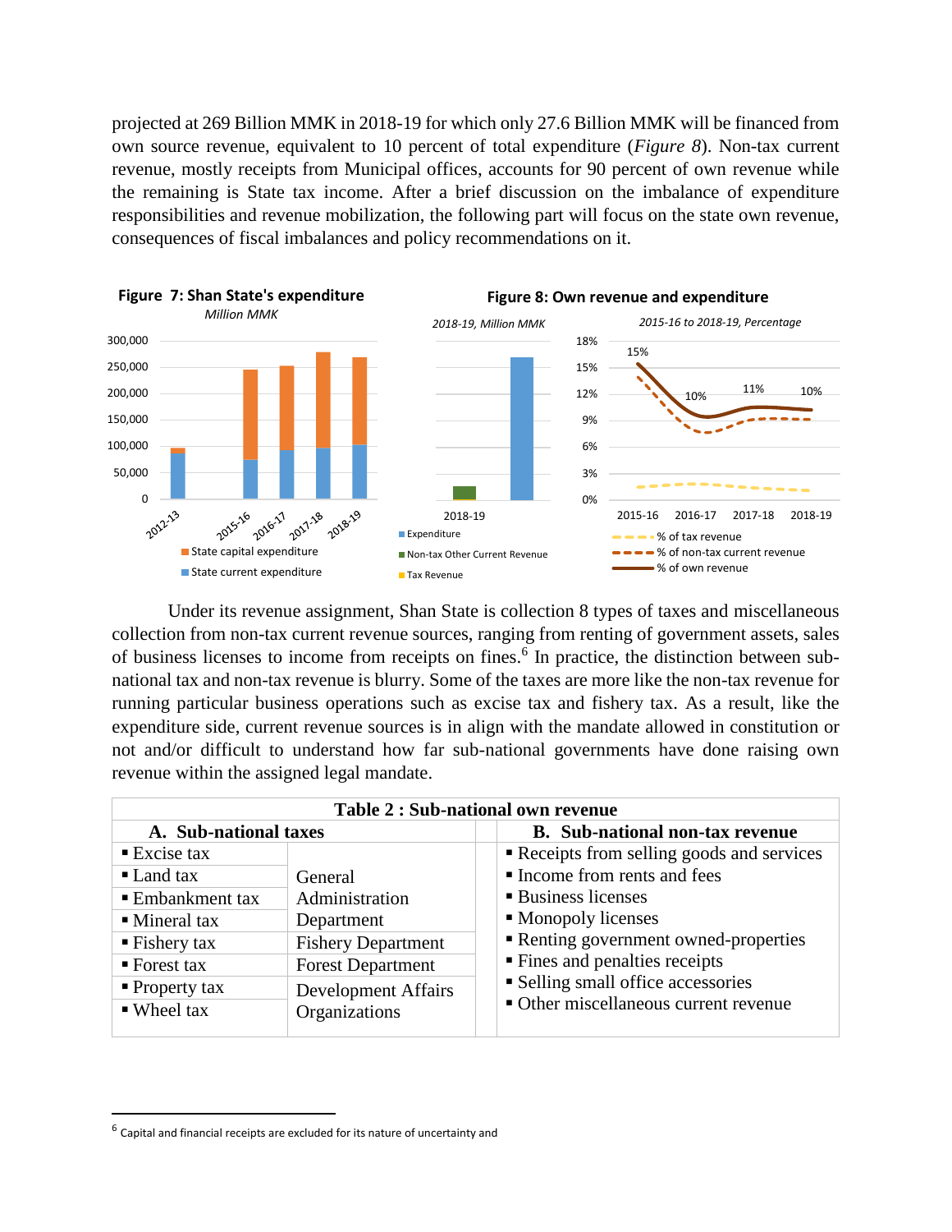projected at 269 Billion MMK in 2018-19 for which only 27.6 Billion MMK will be financed from own source revenue, equivalent to 10 percent of total expenditure (*Figure 8*). Non-tax current revenue, mostly receipts from Municipal offices, accounts for 90 percent of own revenue while the remaining is State tax income. After a brief discussion on the imbalance of expenditure responsibilities and revenue mobilization, the following part will focus on the state own revenue, consequences of fiscal imbalances and policy recommendations on it.

**Figure 7: Shan State's expenditure**
*Million MMK*

**Figure 8: Own revenue and expenditure**
*2018-19, Million MMK* | *2015-16 to 2018-19, Percentage*

Under its revenue assignment, Shan State is collection 8 types of taxes and miscellaneous collection from non-tax current revenue sources, ranging from renting of government assets, sales of business licenses to income from receipts on fines.[6] In practice, the distinction between sub-national tax and non-tax revenue is blurry. Some of the taxes are more like the non-tax revenue for running particular business operations such as excise tax and fishery tax. As a result, like the expenditure side, current revenue sources is in align with the mandate allowed in constitution or not and/or difficult to understand how far sub-national governments have done raising own revenue within the assigned legal mandate.

**Table 2 : Sub-national own revenue**

| A. Sub-national taxes | | B. Sub-national non-tax revenue |
|---|---|---|
| ▪ Excise tax | General Administration Department | ▪ Receipts from selling goods and services |
| ▪ Land tax | | ▪ Income from rents and fees |
| ▪ Embankment tax | | ▪ Business licenses |
| ▪ Mineral tax | | ▪ Monopoly licenses |
| ▪ Fishery tax | Fishery Department | ▪ Renting government owned-properties |
| ▪ Forest tax | Forest Department | ▪ Fines and penalties receipts |
| ▪ Property tax | Development Affairs Organizations | ▪ Selling small office accessories |
| ▪ Wheel tax | | ▪ Other miscellaneous current revenue |

[6] Capital and financial receipts are excluded for its nature of uncertainty and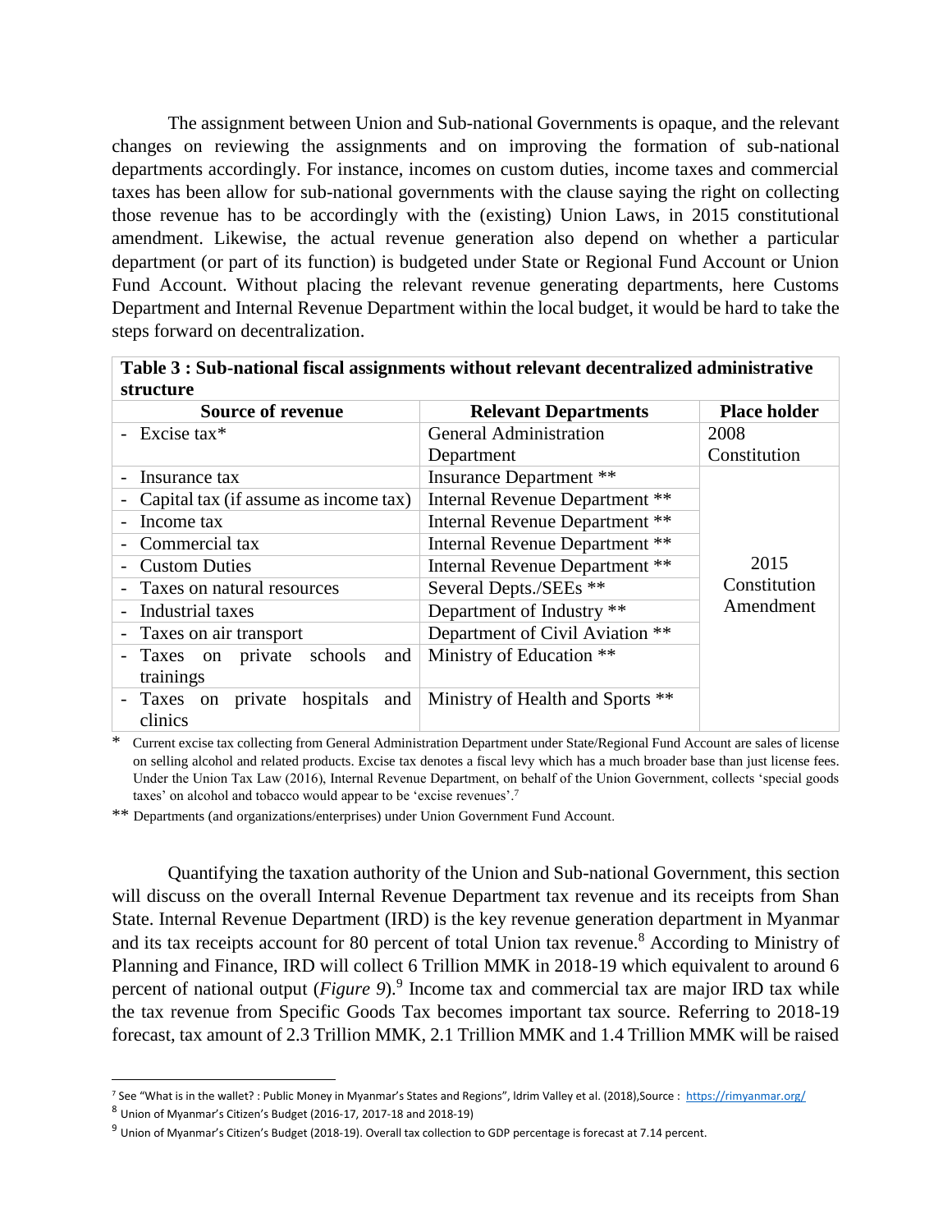The assignment between Union and Sub-national Governments is opaque, and the relevant changes on reviewing the assignments and on improving the formation of sub-national departments accordingly. For instance, incomes on custom duties, income taxes and commercial taxes has been allow for sub-national governments with the clause saying the right on collecting those revenue has to be accordingly with the (existing) Union Laws, in 2015 constitutional amendment. Likewise, the actual revenue generation also depend on whether a particular department (or part of its function) is budgeted under State or Regional Fund Account or Union Fund Account. Without placing the relevant revenue generating departments, here Customs Department and Internal Revenue Department within the local budget, it would be hard to take the steps forward on decentralization.

**Table 3 : Sub-national fiscal assignments without relevant decentralized administrative structure**

| Source of revenue | Relevant Departments | Place holder |
|---|---|---|
| - Excise tax* | General Administration Department | 2008 Constitution |
| - Insurance tax | Insurance Department ** | 2015 Constitution Amendment |
| - Capital tax (if assume as income tax) | Internal Revenue Department ** | |
| - Income tax | Internal Revenue Department ** | |
| - Commercial tax | Internal Revenue Department ** | |
| - Custom Duties | Internal Revenue Department ** | |
| - Taxes on natural resources | Several Depts./SEEs ** | |
| - Industrial taxes | Department of Industry ** | |
| - Taxes on air transport | Department of Civil Aviation ** | |
| - Taxes on private schools and trainings | Ministry of Education ** | |
| - Taxes on private hospitals and clinics | Ministry of Health and Sports ** | |

\* Current excise tax collecting from General Administration Department under State/Regional Fund Account are sales of license on selling alcohol and related products. Excise tax denotes a fiscal levy which has a much broader base than just license fees. Under the Union Tax Law (2016), Internal Revenue Department, on behalf of the Union Government, collects 'special goods taxes' on alcohol and tobacco would appear to be 'excise revenues'.[7]

** Departments (and organizations/enterprises) under Union Government Fund Account.

Quantifying the taxation authority of the Union and Sub-national Government, this section will discuss on the overall Internal Revenue Department tax revenue and its receipts from Shan State. Internal Revenue Department (IRD) is the key revenue generation department in Myanmar and its tax receipts account for 80 percent of total Union tax revenue.[8] According to Ministry of Planning and Finance, IRD will collect 6 Trillion MMK in 2018-19 which equivalent to around 6 percent of national output (*Figure 9*).[9] Income tax and commercial tax are major IRD tax while the tax revenue from Specific Goods Tax becomes important tax source. Referring to 2018-19 forecast, tax amount of 2.3 Trillion MMK, 2.1 Trillion MMK and 1.4 Trillion MMK will be raised

---

[7] See "What is in the wallet? : Public Money in Myanmar's States and Regions", Idrim Valley et al. (2018),Source : https://rimyanmar.org/

[8] Union of Myanmar's Citizen's Budget (2016-17, 2017-18 and 2018-19)

[9] Union of Myanmar's Citizen's Budget (2018-19). Overall tax collection to GDP percentage is forecast at 7.14 percent.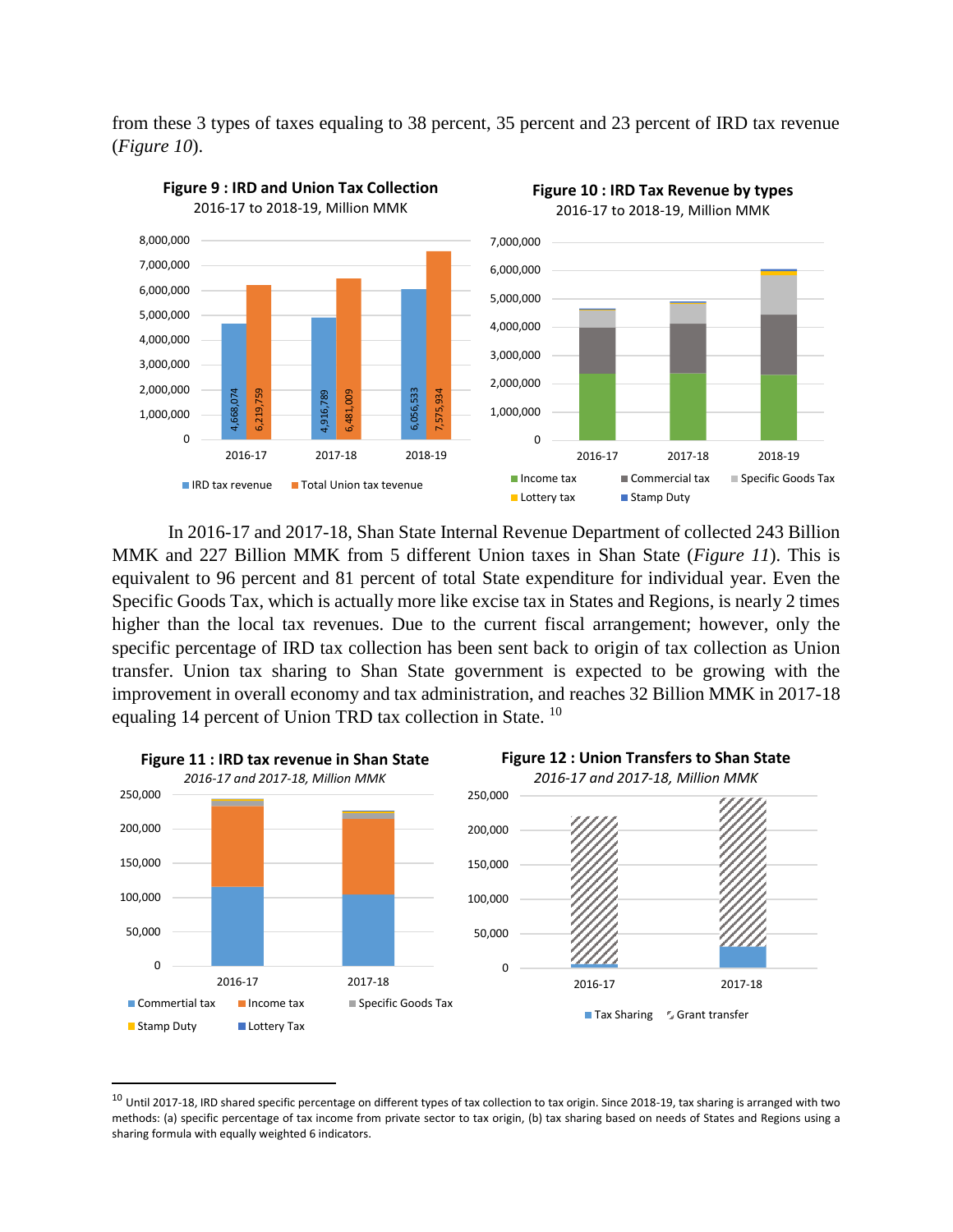from these 3 types of taxes equaling to 38 percent, 35 percent and 23 percent of IRD tax revenue (*Figure 10*).

**Figure 9 : IRD and Union Tax Collection**
2016-17 to 2018-19, Million MMK

| | IRD tax revenue | Total Union tax tevenue |
|---|---|---|
| 2016-17 | 4,668,074 | 6,219,759 |
| 2017-18 | 4,916,789 | 6,481,009 |
| 2018-19 | 6,056,533 | 7,575,934 |

**Figure 10 : IRD Tax Revenue by types**
2016-17 to 2018-19, Million MMK

Legend: Income tax, Commercial tax, Specific Goods Tax, Lottery tax, Stamp Duty

In 2016-17 and 2017-18, Shan State Internal Revenue Department of collected 243 Billion MMK and 227 Billion MMK from 5 different Union taxes in Shan State (*Figure 11*). This is equivalent to 96 percent and 81 percent of total State expenditure for individual year. Even the Specific Goods Tax, which is actually more like excise tax in States and Regions, is nearly 2 times higher than the local tax revenues. Due to the current fiscal arrangement; however, only the specific percentage of IRD tax collection has been sent back to origin of tax collection as Union transfer. Union tax sharing to Shan State government is expected to be growing with the improvement in overall economy and tax administration, and reaches 32 Billion MMK in 2017-18 equaling 14 percent of Union TRD tax collection in State. [10]

**Figure 11 : IRD tax revenue in Shan State**
*2016-17 and 2017-18, Million MMK*

Legend: Commertial tax, Income tax, Specific Goods Tax, Stamp Duty, Lottery Tax

**Figure 12 : Union Transfers to Shan State**
*2016-17 and 2017-18, Million MMK*

Legend: Tax Sharing, Grant transfer

---

[10] Until 2017-18, IRD shared specific percentage on different types of tax collection to tax origin. Since 2018-19, tax sharing is arranged with two methods: (a) specific percentage of tax income from private sector to tax origin, (b) tax sharing based on needs of States and Regions using a sharing formula with equally weighted 6 indicators.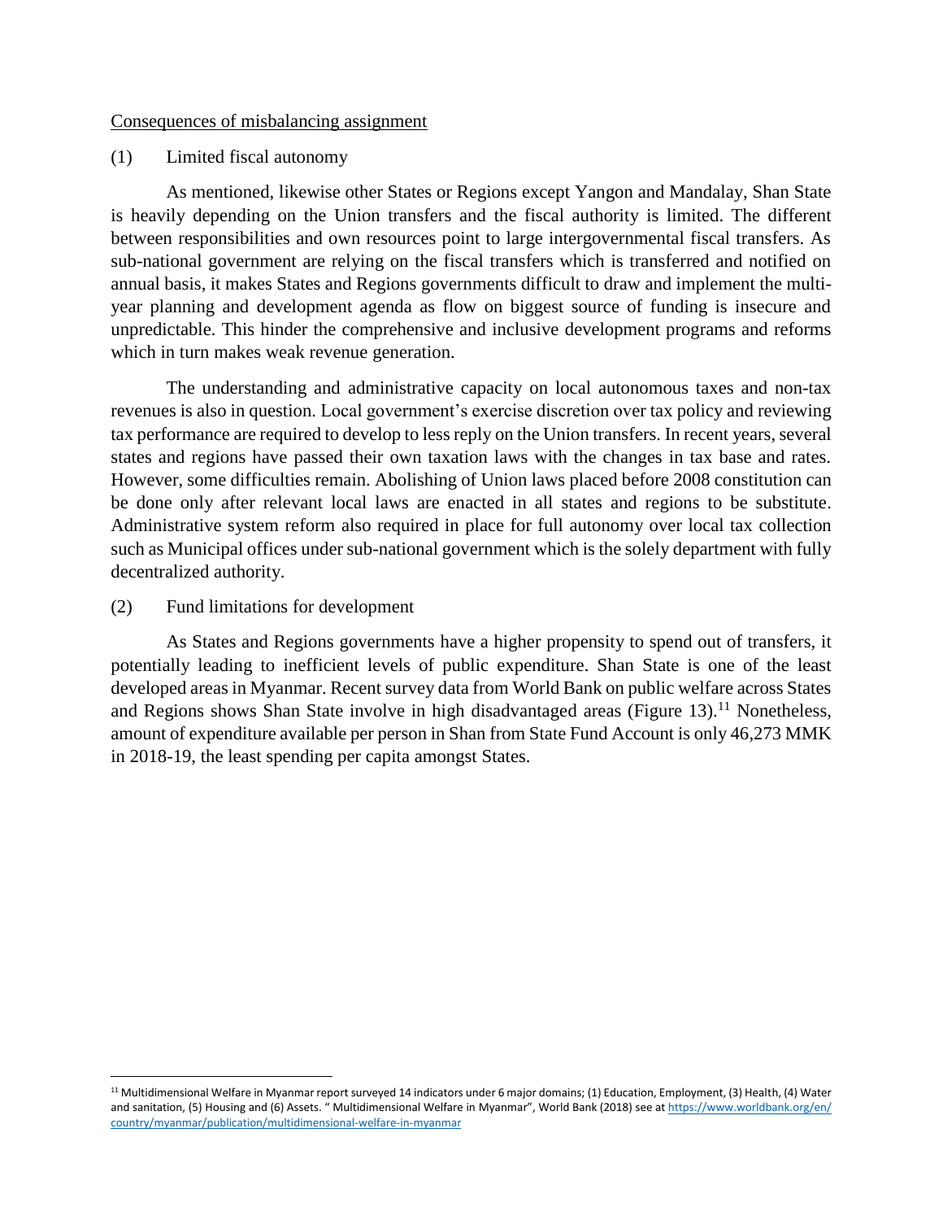Consequences of misbalancing assignment

(1) Limited fiscal autonomy

As mentioned, likewise other States or Regions except Yangon and Mandalay, Shan State is heavily depending on the Union transfers and the fiscal authority is limited. The different between responsibilities and own resources point to large intergovernmental fiscal transfers. As sub-national government are relying on the fiscal transfers which is transferred and notified on annual basis, it makes States and Regions governments difficult to draw and implement the multi-year planning and development agenda as flow on biggest source of funding is insecure and unpredictable. This hinder the comprehensive and inclusive development programs and reforms which in turn makes weak revenue generation.

The understanding and administrative capacity on local autonomous taxes and non-tax revenues is also in question. Local government's exercise discretion over tax policy and reviewing tax performance are required to develop to less reply on the Union transfers. In recent years, several states and regions have passed their own taxation laws with the changes in tax base and rates. However, some difficulties remain. Abolishing of Union laws placed before 2008 constitution can be done only after relevant local laws are enacted in all states and regions to be substitute. Administrative system reform also required in place for full autonomy over local tax collection such as Municipal offices under sub-national government which is the solely department with fully decentralized authority.

(2) Fund limitations for development

As States and Regions governments have a higher propensity to spend out of transfers, it potentially leading to inefficient levels of public expenditure. Shan State is one of the least developed areas in Myanmar. Recent survey data from World Bank on public welfare across States and Regions shows Shan State involve in high disadvantaged areas (Figure 13).[11] Nonetheless, amount of expenditure available per person in Shan from State Fund Account is only 46,273 MMK in 2018-19, the least spending per capita amongst States.

---

[11] Multidimensional Welfare in Myanmar report surveyed 14 indicators under 6 major domains; (1) Education, Employment, (3) Health, (4) Water and sanitation, (5) Housing and (6) Assets. " Multidimensional Welfare in Myanmar", World Bank (2018) see at https://www.worldbank.org/en/country/myanmar/publication/multidimensional-welfare-in-myanmar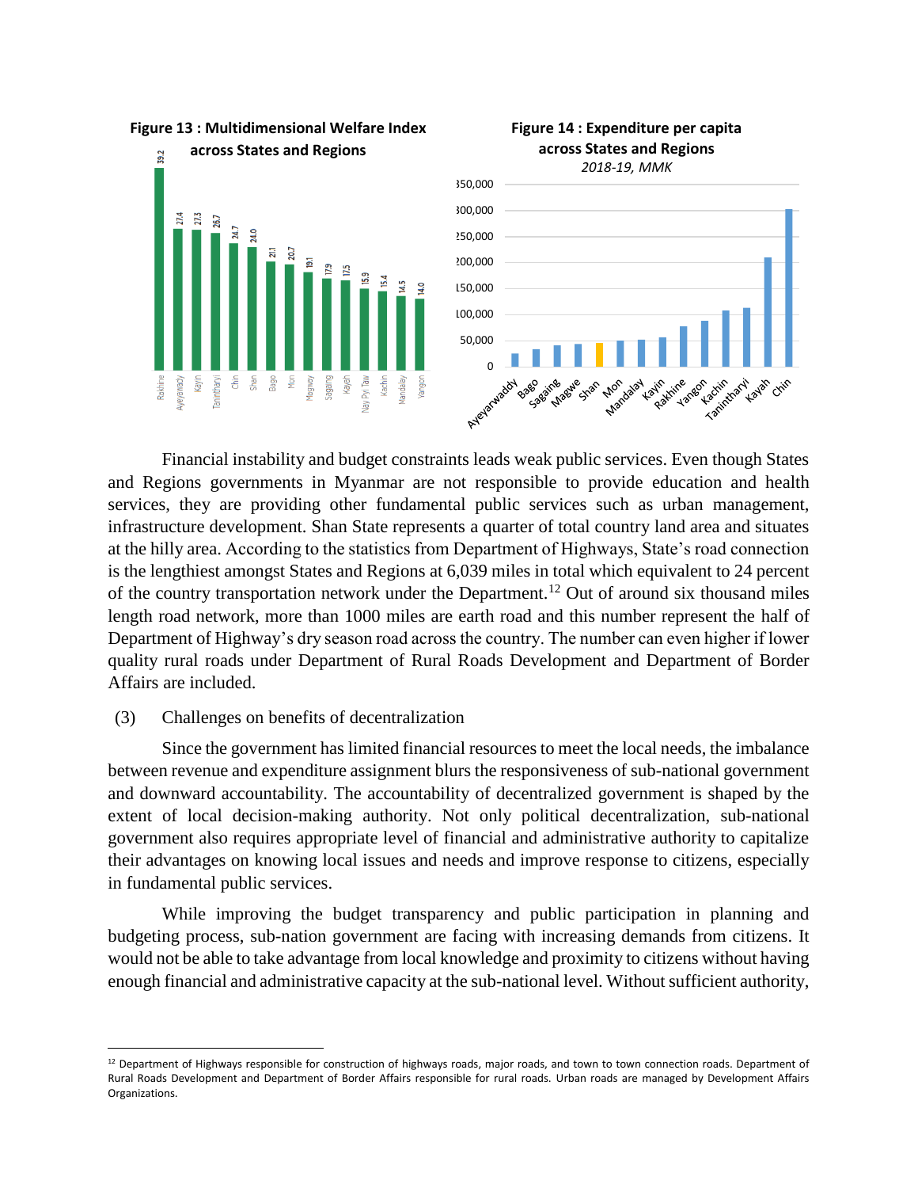**Figure 13 : Multidimensional Welfare Index across States and Regions**

| State/Region | Index |
|---|---|
| Rakhine | 39.2 |
| Ayeyarwady | 27.4 |
| Kayin | 27.3 |
| Tanintharyi | 26.7 |
| Chin | 24.7 |
| Shan | 24.0 |
| Bago | 21.1 |
| Mon | 20.7 |
| Magway | 19.1 |
| Sagaing | 17.9 |
| Kayah | 17.5 |
| Nay Pyi Taw | 15.9 |
| Kachin | 15.4 |
| Mandalay | 14.5 |
| Yangon | 14.0 |

**Figure 14 : Expenditure per capita across States and Regions**

*2018-19, MMK*

Financial instability and budget constraints leads weak public services. Even though States and Regions governments in Myanmar are not responsible to provide education and health services, they are providing other fundamental public services such as urban management, infrastructure development. Shan State represents a quarter of total country land area and situates at the hilly area. According to the statistics from Department of Highways, State's road connection is the lengthiest amongst States and Regions at 6,039 miles in total which equivalent to 24 percent of the country transportation network under the Department.[12] Out of around six thousand miles length road network, more than 1000 miles are earth road and this number represent the half of Department of Highway's dry season road across the country. The number can even higher if lower quality rural roads under Department of Rural Roads Development and Department of Border Affairs are included.

(3) Challenges on benefits of decentralization

Since the government has limited financial resources to meet the local needs, the imbalance between revenue and expenditure assignment blurs the responsiveness of sub-national government and downward accountability. The accountability of decentralized government is shaped by the extent of local decision-making authority. Not only political decentralization, sub-national government also requires appropriate level of financial and administrative authority to capitalize their advantages on knowing local issues and needs and improve response to citizens, especially in fundamental public services.

While improving the budget transparency and public participation in planning and budgeting process, sub-nation government are facing with increasing demands from citizens. It would not be able to take advantage from local knowledge and proximity to citizens without having enough financial and administrative capacity at the sub-national level. Without sufficient authority,

[12] Department of Highways responsible for construction of highways roads, major roads, and town to town connection roads. Department of Rural Roads Development and Department of Border Affairs responsible for rural roads. Urban roads are managed by Development Affairs Organizations.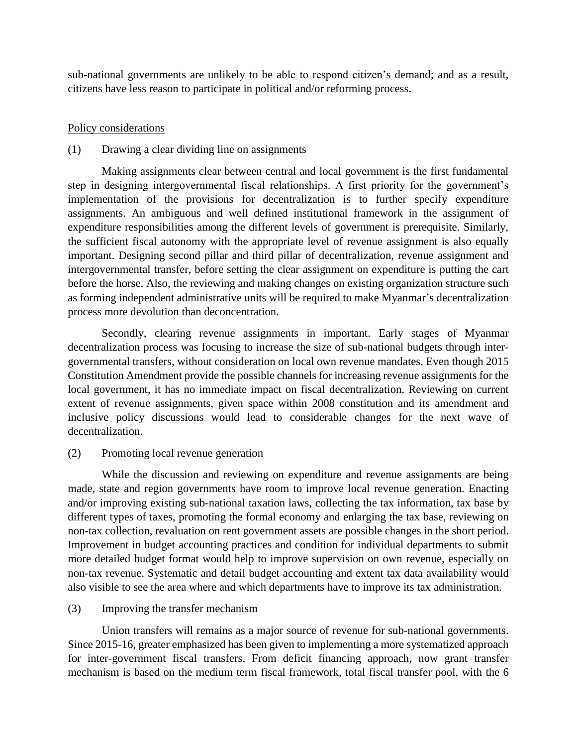sub-national governments are unlikely to be able to respond citizen's demand; and as a result, citizens have less reason to participate in political and/or reforming process.

Policy considerations

(1) Drawing a clear dividing line on assignments

Making assignments clear between central and local government is the first fundamental step in designing intergovernmental fiscal relationships. A first priority for the government's implementation of the provisions for decentralization is to further specify expenditure assignments. An ambiguous and well defined institutional framework in the assignment of expenditure responsibilities among the different levels of government is prerequisite. Similarly, the sufficient fiscal autonomy with the appropriate level of revenue assignment is also equally important. Designing second pillar and third pillar of decentralization, revenue assignment and intergovernmental transfer, before setting the clear assignment on expenditure is putting the cart before the horse. Also, the reviewing and making changes on existing organization structure such as forming independent administrative units will be required to make Myanmar's decentralization process more devolution than deconcentration.

Secondly, clearing revenue assignments in important. Early stages of Myanmar decentralization process was focusing to increase the size of sub-national budgets through inter-governmental transfers, without consideration on local own revenue mandates. Even though 2015 Constitution Amendment provide the possible channels for increasing revenue assignments for the local government, it has no immediate impact on fiscal decentralization. Reviewing on current extent of revenue assignments, given space within 2008 constitution and its amendment and inclusive policy discussions would lead to considerable changes for the next wave of decentralization.

(2) Promoting local revenue generation

While the discussion and reviewing on expenditure and revenue assignments are being made, state and region governments have room to improve local revenue generation. Enacting and/or improving existing sub-national taxation laws, collecting the tax information, tax base by different types of taxes, promoting the formal economy and enlarging the tax base, reviewing on non-tax collection, revaluation on rent government assets are possible changes in the short period. Improvement in budget accounting practices and condition for individual departments to submit more detailed budget format would help to improve supervision on own revenue, especially on non-tax revenue. Systematic and detail budget accounting and extent tax data availability would also visible to see the area where and which departments have to improve its tax administration.

(3) Improving the transfer mechanism

Union transfers will remains as a major source of revenue for sub-national governments. Since 2015-16, greater emphasized has been given to implementing a more systematized approach for inter-government fiscal transfers. From deficit financing approach, now grant transfer mechanism is based on the medium term fiscal framework, total fiscal transfer pool, with the 6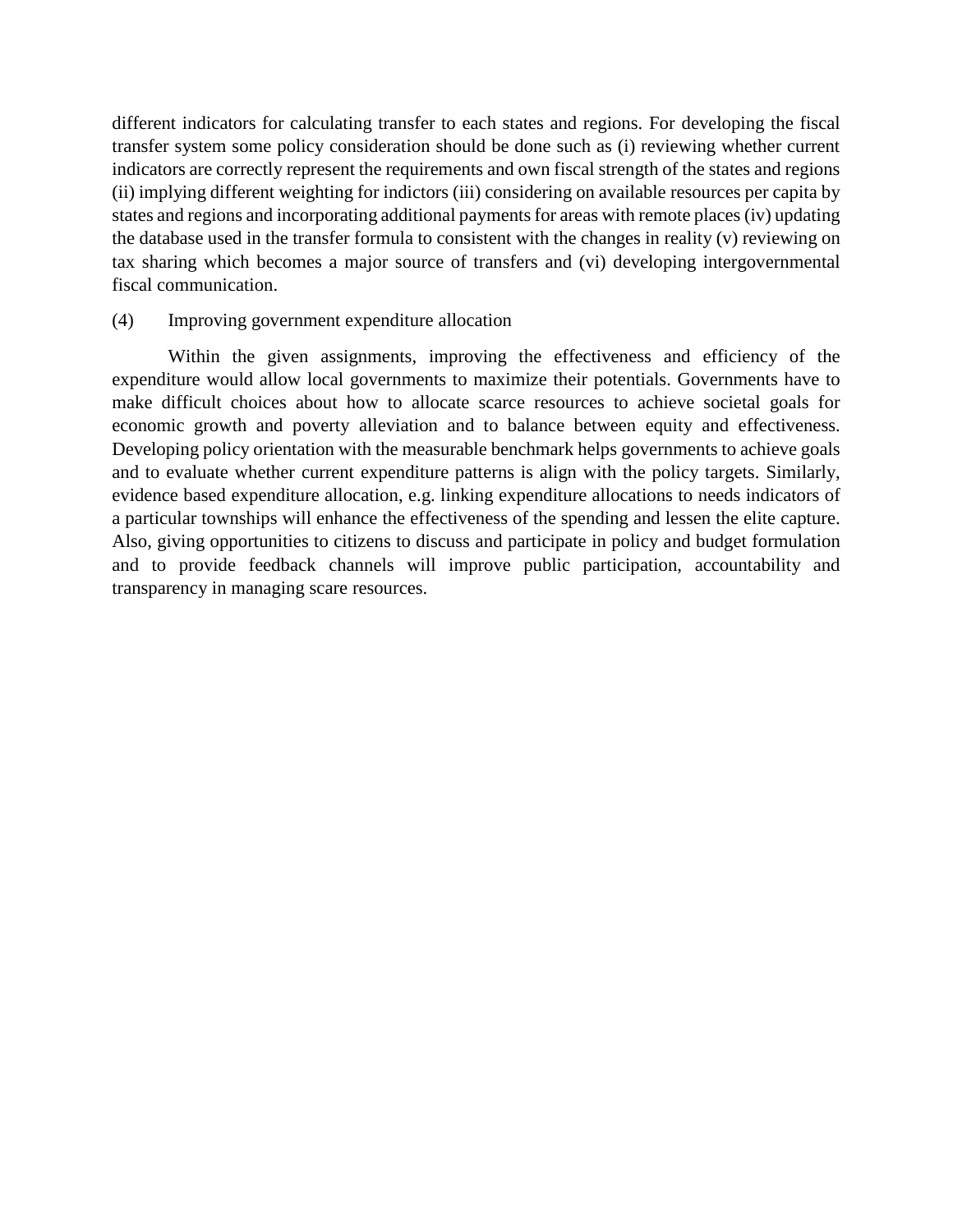different indicators for calculating transfer to each states and regions. For developing the fiscal transfer system some policy consideration should be done such as (i) reviewing whether current indicators are correctly represent the requirements and own fiscal strength of the states and regions (ii) implying different weighting for indictors (iii) considering on available resources per capita by states and regions and incorporating additional payments for areas with remote places (iv) updating the database used in the transfer formula to consistent with the changes in reality (v) reviewing on tax sharing which becomes a major source of transfers and (vi) developing intergovernmental fiscal communication.

(4) Improving government expenditure allocation

Within the given assignments, improving the effectiveness and efficiency of the expenditure would allow local governments to maximize their potentials. Governments have to make difficult choices about how to allocate scarce resources to achieve societal goals for economic growth and poverty alleviation and to balance between equity and effectiveness. Developing policy orientation with the measurable benchmark helps governments to achieve goals and to evaluate whether current expenditure patterns is align with the policy targets. Similarly, evidence based expenditure allocation, e.g. linking expenditure allocations to needs indicators of a particular townships will enhance the effectiveness of the spending and lessen the elite capture. Also, giving opportunities to citizens to discuss and participate in policy and budget formulation and to provide feedback channels will improve public participation, accountability and transparency in managing scare resources.